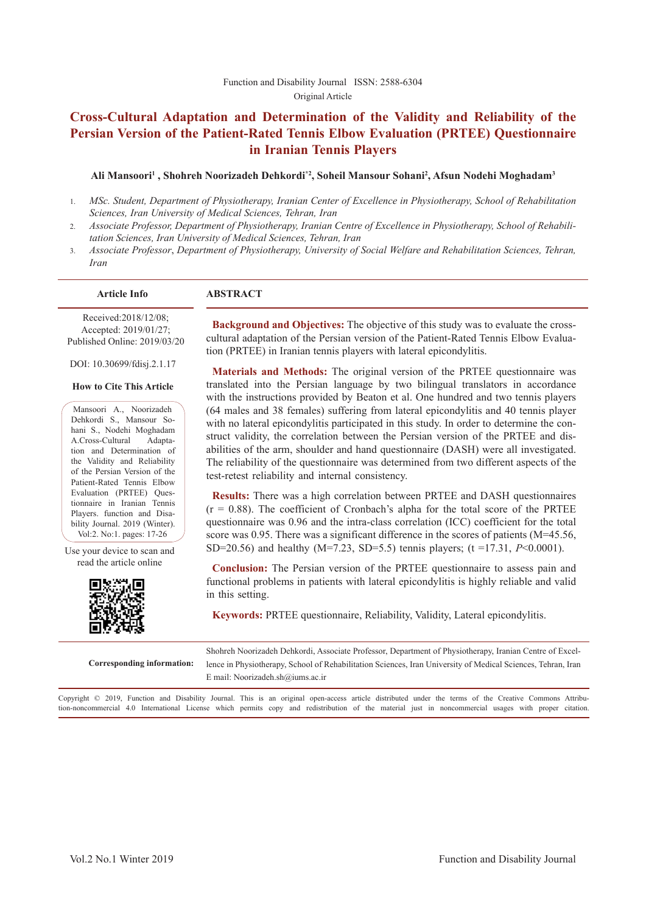Function and Disability Journal ISSN: 2588-6304

Original Article

# Cross-Cultural Adaptation and Determination of the Validity and Reliability of the Persian Version of the Patient-Rated Tennis Elbow Evaluation (PRTEE) Questionnaire in Iranian Tennis Players

**Ali Mansoori[1], Shohreh Noorizadeh Dehkordi[*2], Soheil Mansour Sohani[2], Afsun Nodehi Moghadam[3]**

1. *MSc. Student, Department of Physiotherapy, Iranian Center of Excellence in Physiotherapy, School of Rehabilitation Sciences, Iran University of Medical Sciences, Tehran, Iran*
2. *Associate Professor, Department of Physiotherapy, Iranian Centre of Excellence in Physiotherapy, School of Rehabilitation Sciences, Iran University of Medical Sciences, Tehran, Iran*
3. *Associate Professor, Department of Physiotherapy, University of Social Welfare and Rehabilitation Sciences, Tehran, Iran*

**Article Info**

Received:2018/12/08;
Accepted: 2019/01/27;
Published Online: 2019/03/20

DOI: 10.30699/fdisj.2.1.17

**How to Cite This Article**

Mansoori A., Noorizadeh Dehkordi S., Mansour Sohani S., Nodehi Moghadam A.Cross-Cultural Adaptation and Determination of the Validity and Reliability of the Persian Version of the Patient-Rated Tennis Elbow Evaluation (PRTEE) Questionnaire in Iranian Tennis Players. function and Disability Journal. 2019 (Winter). Vol:2. No:1. pages: 17-26

Use your device to scan and read the article online

## ABSTRACT

**Background and Objectives:** The objective of this study was to evaluate the cross-cultural adaptation of the Persian version of the Patient-Rated Tennis Elbow Evaluation (PRTEE) in Iranian tennis players with lateral epicondylitis.

**Materials and Methods:** The original version of the PRTEE questionnaire was translated into the Persian language by two bilingual translators in accordance with the instructions provided by Beaton et al. One hundred and two tennis players (64 males and 38 females) suffering from lateral epicondylitis and 40 tennis player with no lateral epicondylitis participated in this study. In order to determine the construct validity, the correlation between the Persian version of the PRTEE and disabilities of the arm, shoulder and hand questionnaire (DASH) were all investigated. The reliability of the questionnaire was determined from two different aspects of the test-retest reliability and internal consistency.

**Results:** There was a high correlation between PRTEE and DASH questionnaires ($r = 0.88$). The coefficient of Cronbach's alpha for the total score of the PRTEE questionnaire was 0.96 and the intra-class correlation (ICC) coefficient for the total score was 0.95. There was a significant difference in the scores of patients (M=45.56, SD=20.56) and healthy (M=7.23, SD=5.5) tennis players; ($t = 17.31$, $P<0.0001$).

**Conclusion:** The Persian version of the PRTEE questionnaire to assess pain and functional problems in patients with lateral epicondylitis is highly reliable and valid in this setting.

**Keywords:** PRTEE questionnaire, Reliability, Validity, Lateral epicondylitis.

**Corresponding information:** Shohreh Noorizadeh Dehkordi, Associate Professor, Department of Physiotherapy, Iranian Centre of Excellence in Physiotherapy, School of Rehabilitation Sciences, Iran University of Medical Sciences, Tehran, Iran
E mail: Noorizadeh.sh@iums.ac.ir

Copyright © 2019, Function and Disability Journal. This is an original open-access article distributed under the terms of the Creative Commons Attribution-noncommercial 4.0 International License which permits copy and redistribution of the material just in noncommercial usages with proper citation.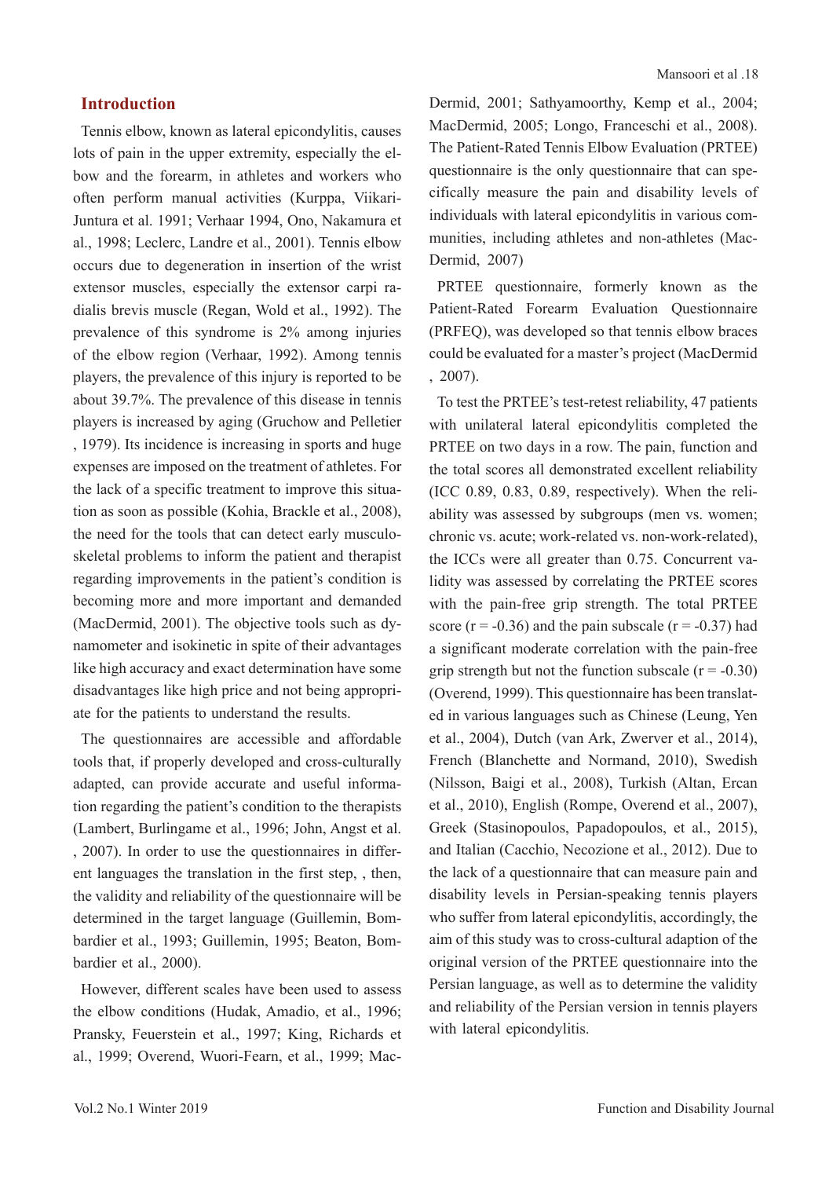## Introduction

Tennis elbow, known as lateral epicondylitis, causes lots of pain in the upper extremity, especially the elbow and the forearm, in athletes and workers who often perform manual activities (Kurppa, Viikari-Juntura et al. 1991; Verhaar 1994, Ono, Nakamura et al., 1998; Leclerc, Landre et al., 2001). Tennis elbow occurs due to degeneration in insertion of the wrist extensor muscles, especially the extensor carpi radialis brevis muscle (Regan, Wold et al., 1992). The prevalence of this syndrome is 2% among injuries of the elbow region (Verhaar, 1992). Among tennis players, the prevalence of this injury is reported to be about 39.7%. The prevalence of this disease in tennis players is increased by aging (Gruchow and Pelletier , 1979). Its incidence is increasing in sports and huge expenses are imposed on the treatment of athletes. For the lack of a specific treatment to improve this situation as soon as possible (Kohia, Brackle et al., 2008), the need for the tools that can detect early musculoskeletal problems to inform the patient and therapist regarding improvements in the patient's condition is becoming more and more important and demanded (MacDermid, 2001). The objective tools such as dynamometer and isokinetic in spite of their advantages like high accuracy and exact determination have some disadvantages like high price and not being appropriate for the patients to understand the results.

The questionnaires are accessible and affordable tools that, if properly developed and cross-culturally adapted, can provide accurate and useful information regarding the patient's condition to the therapists (Lambert, Burlingame et al., 1996; John, Angst et al. , 2007). In order to use the questionnaires in different languages the translation in the first step, , then, the validity and reliability of the questionnaire will be determined in the target language (Guillemin, Bombardier et al., 1993; Guillemin, 1995; Beaton, Bombardier et al., 2000).

However, different scales have been used to assess the elbow conditions (Hudak, Amadio, et al., 1996; Pransky, Feuerstein et al., 1997; King, Richards et al., 1999; Overend, Wuori-Fearn, et al., 1999; MacDermid, 2001; Sathyamoorthy, Kemp et al., 2004; MacDermid, 2005; Longo, Franceschi et al., 2008). The Patient-Rated Tennis Elbow Evaluation (PRTEE) questionnaire is the only questionnaire that can specifically measure the pain and disability levels of individuals with lateral epicondylitis in various communities, including athletes and non-athletes (MacDermid, 2007)

PRTEE questionnaire, formerly known as the Patient-Rated Forearm Evaluation Questionnaire (PRFEQ), was developed so that tennis elbow braces could be evaluated for a master's project (MacDermid , 2007).

To test the PRTEE's test-retest reliability, 47 patients with unilateral lateral epicondylitis completed the PRTEE on two days in a row. The pain, function and the total scores all demonstrated excellent reliability (ICC 0.89, 0.83, 0.89, respectively). When the reliability was assessed by subgroups (men vs. women; chronic vs. acute; work-related vs. non-work-related), the ICCs were all greater than 0.75. Concurrent validity was assessed by correlating the PRTEE scores with the pain-free grip strength. The total PRTEE score ($r = -0.36$) and the pain subscale ($r = -0.37$) had a significant moderate correlation with the pain-free grip strength but not the function subscale ($r = -0.30$) (Overend, 1999). This questionnaire has been translated in various languages such as Chinese (Leung, Yen et al., 2004), Dutch (van Ark, Zwerver et al., 2014), French (Blanchette and Normand, 2010), Swedish (Nilsson, Baigi et al., 2008), Turkish (Altan, Ercan et al., 2010), English (Rompe, Overend et al., 2007), Greek (Stasinopoulos, Papadopoulos, et al., 2015), and Italian (Cacchio, Necozione et al., 2012). Due to the lack of a questionnaire that can measure pain and disability levels in Persian-speaking tennis players who suffer from lateral epicondylitis, accordingly, the aim of this study was to cross-cultural adaption of the original version of the PRTEE questionnaire into the Persian language, as well as to determine the validity and reliability of the Persian version in tennis players with lateral epicondylitis.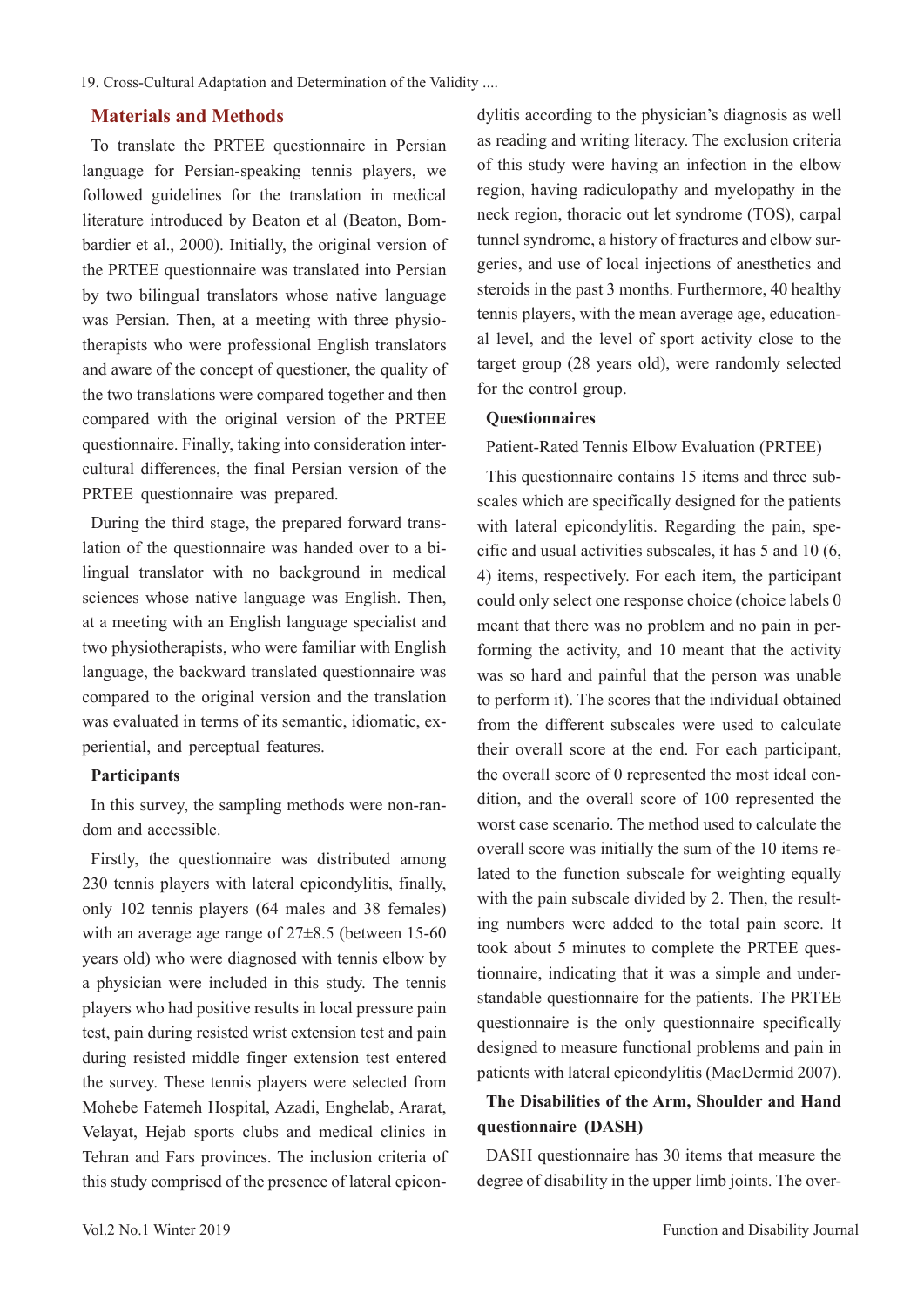## Materials and Methods

To translate the PRTEE questionnaire in Persian language for Persian-speaking tennis players, we followed guidelines for the translation in medical literature introduced by Beaton et al (Beaton, Bombardier et al., 2000). Initially, the original version of the PRTEE questionnaire was translated into Persian by two bilingual translators whose native language was Persian. Then, at a meeting with three physiotherapists who were professional English translators and aware of the concept of questioner, the quality of the two translations were compared together and then compared with the original version of the PRTEE questionnaire. Finally, taking into consideration intercultural differences, the final Persian version of the PRTEE questionnaire was prepared.

During the third stage, the prepared forward translation of the questionnaire was handed over to a bilingual translator with no background in medical sciences whose native language was English. Then, at a meeting with an English language specialist and two physiotherapists, who were familiar with English language, the backward translated questionnaire was compared to the original version and the translation was evaluated in terms of its semantic, idiomatic, experiential, and perceptual features.

### Participants

In this survey, the sampling methods were non-random and accessible.

Firstly, the questionnaire was distributed among 230 tennis players with lateral epicondylitis, finally, only 102 tennis players (64 males and 38 females) with an average age range of 27±8.5 (between 15-60 years old) who were diagnosed with tennis elbow by a physician were included in this study. The tennis players who had positive results in local pressure pain test, pain during resisted wrist extension test and pain during resisted middle finger extension test entered the survey. These tennis players were selected from Mohebe Fatemeh Hospital, Azadi, Enghelab, Ararat, Velayat, Hejab sports clubs and medical clinics in Tehran and Fars provinces. The inclusion criteria of this study comprised of the presence of lateral epicondylitis according to the physician's diagnosis as well as reading and writing literacy. The exclusion criteria of this study were having an infection in the elbow region, having radiculopathy and myelopathy in the neck region, thoracic out let syndrome (TOS), carpal tunnel syndrome, a history of fractures and elbow surgeries, and use of local injections of anesthetics and steroids in the past 3 months. Furthermore, 40 healthy tennis players, with the mean average age, educational level, and the level of sport activity close to the target group (28 years old), were randomly selected for the control group.

### Questionnaires

Patient-Rated Tennis Elbow Evaluation (PRTEE)

This questionnaire contains 15 items and three subscales which are specifically designed for the patients with lateral epicondylitis. Regarding the pain, specific and usual activities subscales, it has 5 and 10 (6, 4) items, respectively. For each item, the participant could only select one response choice (choice labels 0 meant that there was no problem and no pain in performing the activity, and 10 meant that the activity was so hard and painful that the person was unable to perform it). The scores that the individual obtained from the different subscales were used to calculate their overall score at the end. For each participant, the overall score of 0 represented the most ideal condition, and the overall score of 100 represented the worst case scenario. The method used to calculate the overall score was initially the sum of the 10 items related to the function subscale for weighting equally with the pain subscale divided by 2. Then, the resulting numbers were added to the total pain score. It took about 5 minutes to complete the PRTEE questionnaire, indicating that it was a simple and understandable questionnaire for the patients. The PRTEE questionnaire is the only questionnaire specifically designed to measure functional problems and pain in patients with lateral epicondylitis (MacDermid 2007).

### The Disabilities of the Arm, Shoulder and Hand questionnaire (DASH)

DASH questionnaire has 30 items that measure the degree of disability in the upper limb joints. The over-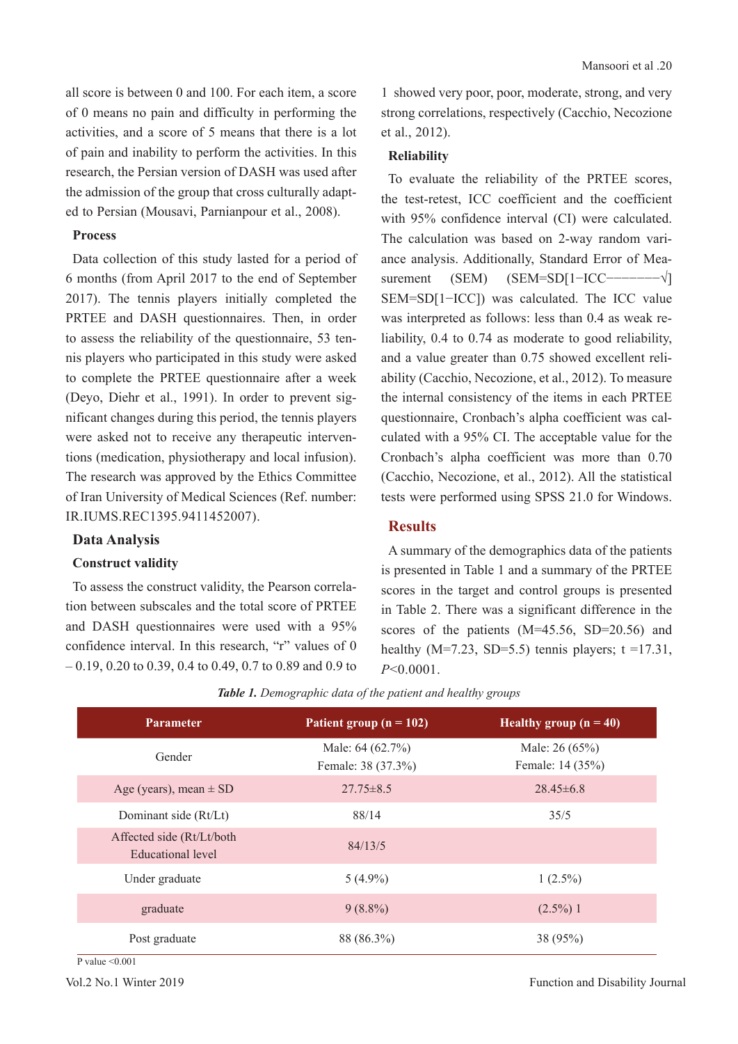all score is between 0 and 100. For each item, a score of 0 means no pain and difficulty in performing the activities, and a score of 5 means that there is a lot of pain and inability to perform the activities. In this research, the Persian version of DASH was used after the admission of the group that cross culturally adapted to Persian (Mousavi, Parnianpour et al., 2008).

### Process

Data collection of this study lasted for a period of 6 months (from April 2017 to the end of September 2017). The tennis players initially completed the PRTEE and DASH questionnaires. Then, in order to assess the reliability of the questionnaire, 53 tennis players who participated in this study were asked to complete the PRTEE questionnaire after a week (Deyo, Diehr et al., 1991). In order to prevent significant changes during this period, the tennis players were asked not to receive any therapeutic interventions (medication, physiotherapy and local infusion). The research was approved by the Ethics Committee of Iran University of Medical Sciences (Ref. number: IR.IUMS.REC1395.9411452007).

## Data Analysis

### Construct validity

To assess the construct validity, the Pearson correlation between subscales and the total score of PRTEE and DASH questionnaires were used with a 95% confidence interval. In this research, "r" values of 0 – 0.19, 0.20 to 0.39, 0.4 to 0.49, 0.7 to 0.89 and 0.9 to 1 showed very poor, poor, moderate, strong, and very strong correlations, respectively (Cacchio, Necozione et al., 2012).

### Reliability

To evaluate the reliability of the PRTEE scores, the test-retest, ICC coefficient and the coefficient with 95% confidence interval (CI) were calculated. The calculation was based on 2-way random variance analysis. Additionally, Standard Error of Measurement (SEM) (SEM=SD[1−ICC−−−−−−−√] SEM=SD[1−ICC]) was calculated. The ICC value was interpreted as follows: less than 0.4 as weak reliability, 0.4 to 0.74 as moderate to good reliability, and a value greater than 0.75 showed excellent reliability (Cacchio, Necozione, et al., 2012). To measure the internal consistency of the items in each PRTEE questionnaire, Cronbach's alpha coefficient was calculated with a 95% CI. The acceptable value for the Cronbach's alpha coefficient was more than 0.70 (Cacchio, Necozione, et al., 2012). All the statistical tests were performed using SPSS 21.0 for Windows.

## Results

A summary of the demographics data of the patients is presented in Table 1 and a summary of the PRTEE scores in the target and control groups is presented in Table 2. There was a significant difference in the scores of the patients (M=45.56, SD=20.56) and healthy (M=7.23, SD=5.5) tennis players; t =17.31, *P*<0.0001.

***Table 1.*** *Demographic data of the patient and healthy groups*

| Parameter | Patient group (n = 102) | Healthy group (n = 40) |
|---|---|---|
| Gender | Male: 64 (62.7%)<br>Female: 38 (37.3%) | Male: 26 (65%)<br>Female: 14 (35%) |
| Age (years), mean ± SD | 27.75±8.5 | 28.45±6.8 |
| Dominant side (Rt/Lt) | 88/14 | 35/5 |
| Affected side (Rt/Lt/both<br>Educational level | 84/13/5 | |
| Under graduate | 5 (4.9%) | 1 (2.5%) |
| graduate | 9 (8.8%) | (2.5%) 1 |
| Post graduate | 88 (86.3%) | 38 (95%) |

P value <0.001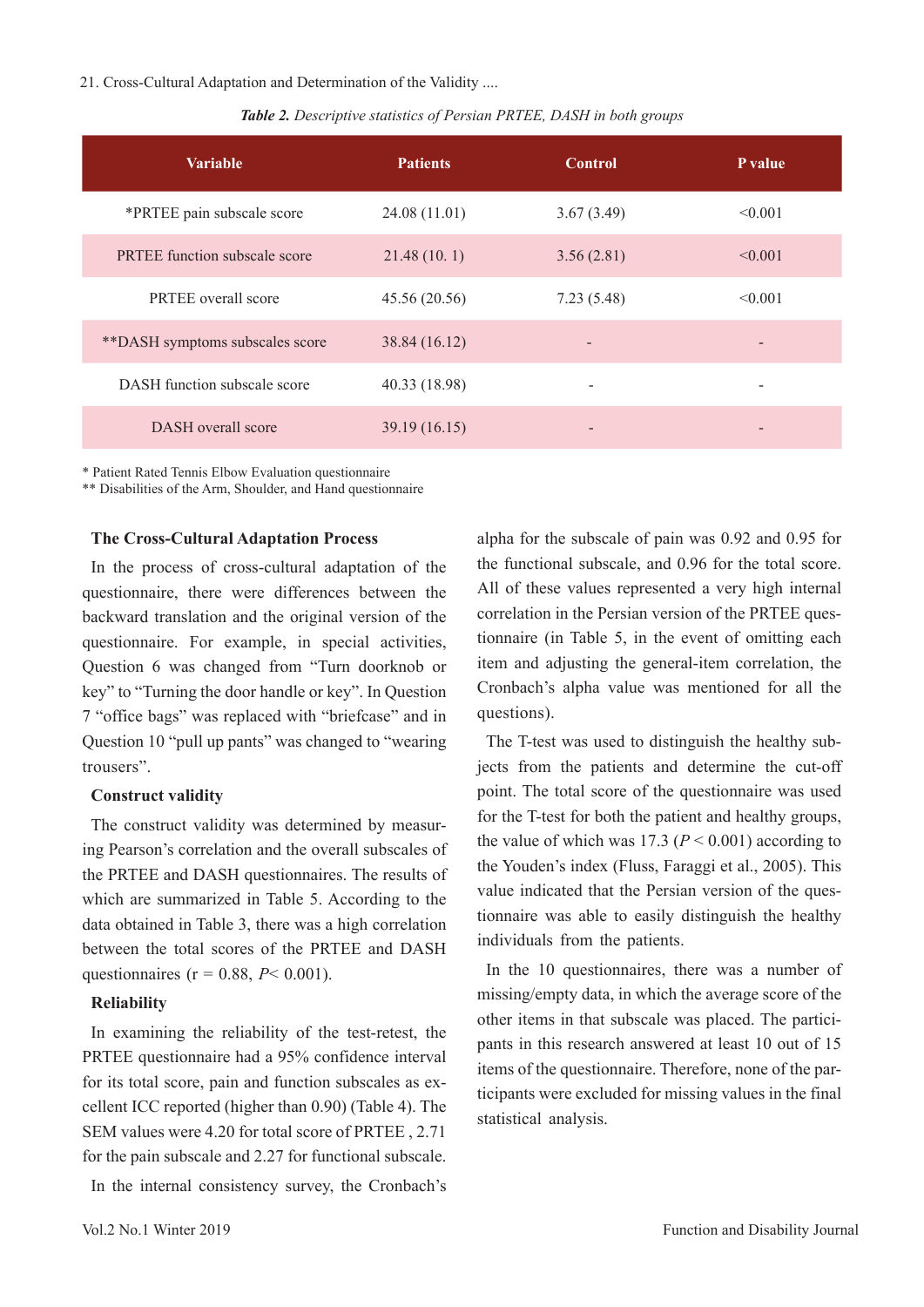*Table 2. Descriptive statistics of Persian PRTEE, DASH in both groups*

| Variable | Patients | Control | P value |
|---|---|---|---|
| *PRTEE pain subscale score | 24.08 (11.01) | 3.67 (3.49) | <0.001 |
| PRTEE function subscale score | 21.48 (10. 1) | 3.56 (2.81) | <0.001 |
| PRTEE overall score | 45.56 (20.56) | 7.23 (5.48) | <0.001 |
| **DASH symptoms subscales score | 38.84 (16.12) | - | - |
| DASH function subscale score | 40.33 (18.98) | - | - |
| DASH overall score | 39.19 (16.15) | - | - |

* Patient Rated Tennis Elbow Evaluation questionnaire
** Disabilities of the Arm, Shoulder, and Hand questionnaire

### The Cross-Cultural Adaptation Process

In the process of cross-cultural adaptation of the questionnaire, there were differences between the backward translation and the original version of the questionnaire. For example, in special activities, Question 6 was changed from "Turn doorknob or key" to "Turning the door handle or key". In Question 7 "office bags" was replaced with "briefcase" and in Question 10 "pull up pants" was changed to "wearing trousers".

### Construct validity

The construct validity was determined by measuring Pearson's correlation and the overall subscales of the PRTEE and DASH questionnaires. The results of which are summarized in Table 5. According to the data obtained in Table 3, there was a high correlation between the total scores of the PRTEE and DASH questionnaires (r = 0.88, $P < 0.001$).

### Reliability

In examining the reliability of the test-retest, the PRTEE questionnaire had a 95% confidence interval for its total score, pain and function subscales as excellent ICC reported (higher than 0.90) (Table 4). The SEM values were 4.20 for total score of PRTEE , 2.71 for the pain subscale and 2.27 for functional subscale.

In the internal consistency survey, the Cronbach's alpha for the subscale of pain was 0.92 and 0.95 for the functional subscale, and 0.96 for the total score. All of these values represented a very high internal correlation in the Persian version of the PRTEE questionnaire (in Table 5, in the event of omitting each item and adjusting the general-item correlation, the Cronbach's alpha value was mentioned for all the questions).

The T-test was used to distinguish the healthy subjects from the patients and determine the cut-off point. The total score of the questionnaire was used for the T-test for both the patient and healthy groups, the value of which was 17.3 ($P < 0.001$) according to the Youden's index (Fluss, Faraggi et al., 2005). This value indicated that the Persian version of the questionnaire was able to easily distinguish the healthy individuals from the patients.

In the 10 questionnaires, there was a number of missing/empty data, in which the average score of the other items in that subscale was placed. The participants in this research answered at least 10 out of 15 items of the questionnaire. Therefore, none of the participants were excluded for missing values in the final statistical analysis.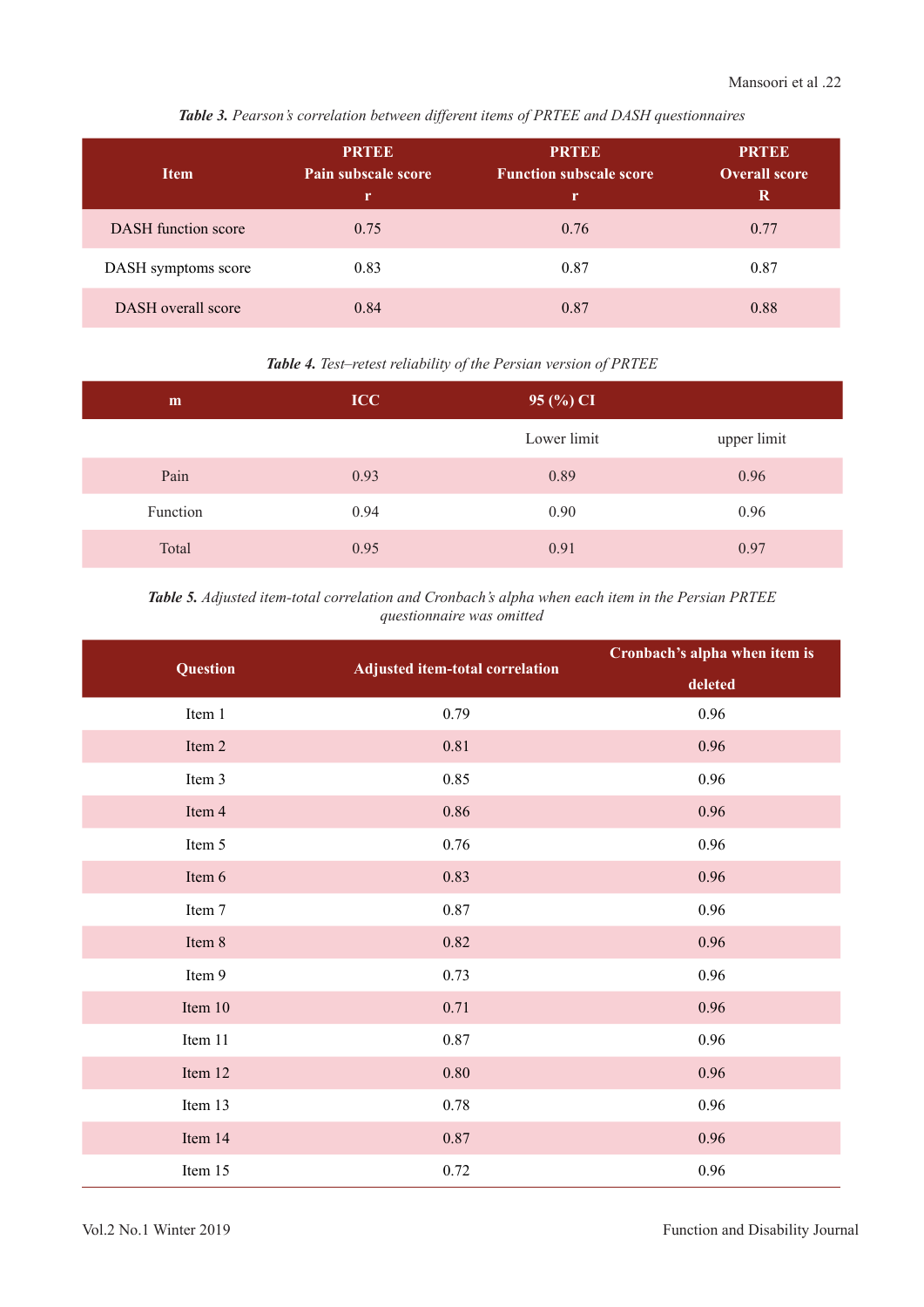***Table 3.*** *Pearson's correlation between different items of PRTEE and DASH questionnaires*

| Item | PRTEE Pain subscale score r | PRTEE Function subscale score r | PRTEE Overall score R |
|---|---|---|---|
| DASH function score | 0.75 | 0.76 | 0.77 |
| DASH symptoms score | 0.83 | 0.87 | 0.87 |
| DASH overall score | 0.84 | 0.87 | 0.88 |

***Table 4.*** *Test–retest reliability of the Persian version of PRTEE*

| m | ICC | 95 (%) CI | |
|---|---|---|---|
| | | Lower limit | upper limit |
| Pain | 0.93 | 0.89 | 0.96 |
| Function | 0.94 | 0.90 | 0.96 |
| Total | 0.95 | 0.91 | 0.97 |

***Table 5.*** *Adjusted item-total correlation and Cronbach's alpha when each item in the Persian PRTEE questionnaire was omitted*

| Question | Adjusted item-total correlation | Cronbach's alpha when item is deleted |
|---|---|---|
| Item 1 | 0.79 | 0.96 |
| Item 2 | 0.81 | 0.96 |
| Item 3 | 0.85 | 0.96 |
| Item 4 | 0.86 | 0.96 |
| Item 5 | 0.76 | 0.96 |
| Item 6 | 0.83 | 0.96 |
| Item 7 | 0.87 | 0.96 |
| Item 8 | 0.82 | 0.96 |
| Item 9 | 0.73 | 0.96 |
| Item 10 | 0.71 | 0.96 |
| Item 11 | 0.87 | 0.96 |
| Item 12 | 0.80 | 0.96 |
| Item 13 | 0.78 | 0.96 |
| Item 14 | 0.87 | 0.96 |
| Item 15 | 0.72 | 0.96 |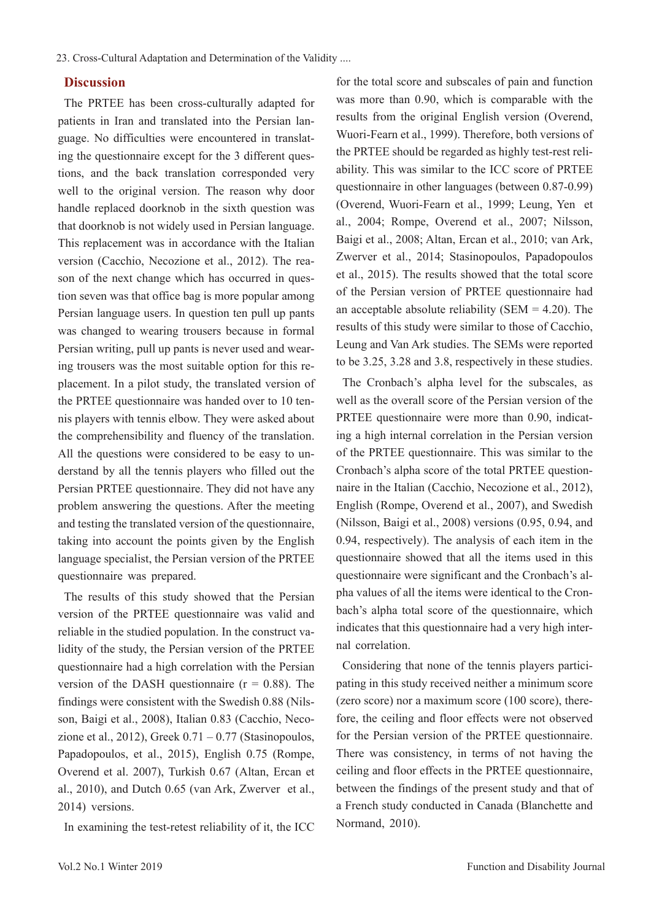## Discussion

The PRTEE has been cross-culturally adapted for patients in Iran and translated into the Persian language. No difficulties were encountered in translating the questionnaire except for the 3 different questions, and the back translation corresponded very well to the original version. The reason why door handle replaced doorknob in the sixth question was that doorknob is not widely used in Persian language. This replacement was in accordance with the Italian version (Cacchio, Necozione et al., 2012). The reason of the next change which has occurred in question seven was that office bag is more popular among Persian language users. In question ten pull up pants was changed to wearing trousers because in formal Persian writing, pull up pants is never used and wearing trousers was the most suitable option for this replacement. In a pilot study, the translated version of the PRTEE questionnaire was handed over to 10 tennis players with tennis elbow. They were asked about the comprehensibility and fluency of the translation. All the questions were considered to be easy to understand by all the tennis players who filled out the Persian PRTEE questionnaire. They did not have any problem answering the questions. After the meeting and testing the translated version of the questionnaire, taking into account the points given by the English language specialist, the Persian version of the PRTEE questionnaire was prepared.

The results of this study showed that the Persian version of the PRTEE questionnaire was valid and reliable in the studied population. In the construct validity of the study, the Persian version of the PRTEE questionnaire had a high correlation with the Persian version of the DASH questionnaire (r = 0.88). The findings were consistent with the Swedish 0.88 (Nilsson, Baigi et al., 2008), Italian 0.83 (Cacchio, Necozione et al., 2012), Greek 0.71 – 0.77 (Stasinopoulos, Papadopoulos, et al., 2015), English 0.75 (Rompe, Overend et al. 2007), Turkish 0.67 (Altan, Ercan et al., 2010), and Dutch 0.65 (van Ark, Zwerver et al., 2014) versions.

In examining the test-retest reliability of it, the ICC for the total score and subscales of pain and function was more than 0.90, which is comparable with the results from the original English version (Overend, Wuori-Fearn et al., 1999). Therefore, both versions of the PRTEE should be regarded as highly test-rest reliability. This was similar to the ICC score of PRTEE questionnaire in other languages (between 0.87-0.99) (Overend, Wuori-Fearn et al., 1999; Leung, Yen et al., 2004; Rompe, Overend et al., 2007; Nilsson, Baigi et al., 2008; Altan, Ercan et al., 2010; van Ark, Zwerver et al., 2014; Stasinopoulos, Papadopoulos et al., 2015). The results showed that the total score of the Persian version of PRTEE questionnaire had an acceptable absolute reliability (SEM = 4.20). The results of this study were similar to those of Cacchio, Leung and Van Ark studies. The SEMs were reported to be 3.25, 3.28 and 3.8, respectively in these studies.

The Cronbach's alpha level for the subscales, as well as the overall score of the Persian version of the PRTEE questionnaire were more than 0.90, indicating a high internal correlation in the Persian version of the PRTEE questionnaire. This was similar to the Cronbach's alpha score of the total PRTEE questionnaire in the Italian (Cacchio, Necozione et al., 2012), English (Rompe, Overend et al., 2007), and Swedish (Nilsson, Baigi et al., 2008) versions (0.95, 0.94, and 0.94, respectively). The analysis of each item in the questionnaire showed that all the items used in this questionnaire were significant and the Cronbach's alpha values of all the items were identical to the Cronbach's alpha total score of the questionnaire, which indicates that this questionnaire had a very high internal correlation.

Considering that none of the tennis players participating in this study received neither a minimum score (zero score) nor a maximum score (100 score), therefore, the ceiling and floor effects were not observed for the Persian version of the PRTEE questionnaire. There was consistency, in terms of not having the ceiling and floor effects in the PRTEE questionnaire, between the findings of the present study and that of a French study conducted in Canada (Blanchette and Normand, 2010).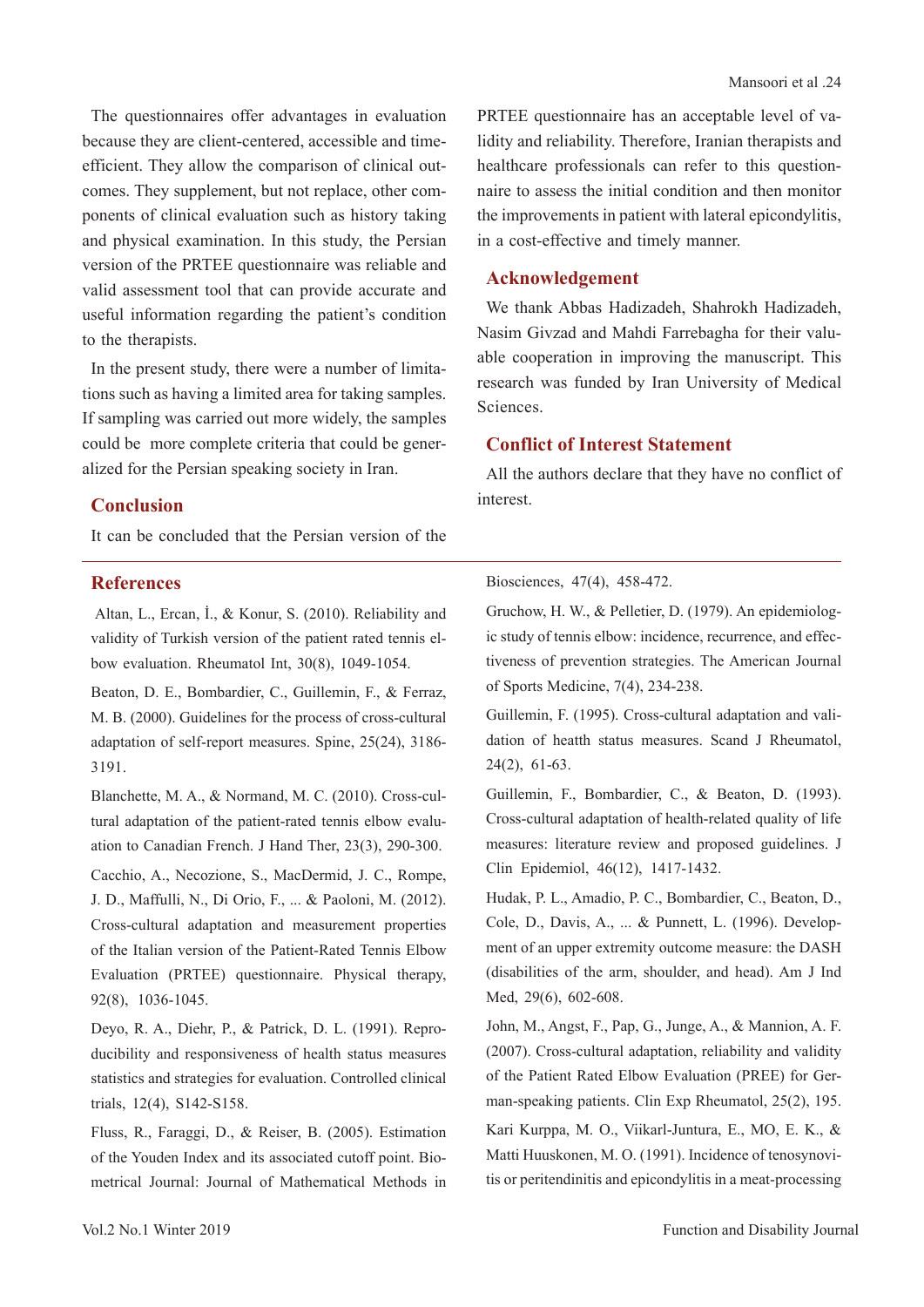The questionnaires offer advantages in evaluation because they are client-centered, accessible and time-efficient. They allow the comparison of clinical outcomes. They supplement, but not replace, other components of clinical evaluation such as history taking and physical examination. In this study, the Persian version of the PRTEE questionnaire was reliable and valid assessment tool that can provide accurate and useful information regarding the patient's condition to the therapists.

In the present study, there were a number of limitations such as having a limited area for taking samples. If sampling was carried out more widely, the samples could be more complete criteria that could be generalized for the Persian speaking society in Iran.

## Conclusion

It can be concluded that the Persian version of the PRTEE questionnaire has an acceptable level of validity and reliability. Therefore, Iranian therapists and healthcare professionals can refer to this questionnaire to assess the initial condition and then monitor the improvements in patient with lateral epicondylitis, in a cost-effective and timely manner.

## Acknowledgement

We thank Abbas Hadizadeh, Shahrokh Hadizadeh, Nasim Givzad and Mahdi Farrebagha for their valuable cooperation in improving the manuscript. This research was funded by Iran University of Medical Sciences.

## Conflict of Interest Statement

All the authors declare that they have no conflict of interest.

## References

Altan, L., Ercan, İ., & Konur, S. (2010). Reliability and validity of Turkish version of the patient rated tennis elbow evaluation. Rheumatol Int, 30(8), 1049-1054.

Beaton, D. E., Bombardier, C., Guillemin, F., & Ferraz, M. B. (2000). Guidelines for the process of cross-cultural adaptation of self-report measures. Spine, 25(24), 3186-3191.

Blanchette, M. A., & Normand, M. C. (2010). Cross-cultural adaptation of the patient-rated tennis elbow evaluation to Canadian French. J Hand Ther, 23(3), 290-300.

Cacchio, A., Necozione, S., MacDermid, J. C., Rompe, J. D., Maffulli, N., Di Orio, F., ... & Paoloni, M. (2012). Cross-cultural adaptation and measurement properties of the Italian version of the Patient-Rated Tennis Elbow Evaluation (PRTEE) questionnaire. Physical therapy, 92(8), 1036-1045.

Deyo, R. A., Diehr, P., & Patrick, D. L. (1991). Reproducibility and responsiveness of health status measures statistics and strategies for evaluation. Controlled clinical trials, 12(4), S142-S158.

Fluss, R., Faraggi, D., & Reiser, B. (2005). Estimation of the Youden Index and its associated cutoff point. Biometrical Journal: Journal of Mathematical Methods in Biosciences, 47(4), 458-472.

Gruchow, H. W., & Pelletier, D. (1979). An epidemiologic study of tennis elbow: incidence, recurrence, and effectiveness of prevention strategies. The American Journal of Sports Medicine, 7(4), 234-238.

Guillemin, F. (1995). Cross-cultural adaptation and validation of heatth status measures. Scand J Rheumatol, 24(2), 61-63.

Guillemin, F., Bombardier, C., & Beaton, D. (1993). Cross-cultural adaptation of health-related quality of life measures: literature review and proposed guidelines. J Clin Epidemiol, 46(12), 1417-1432.

Hudak, P. L., Amadio, P. C., Bombardier, C., Beaton, D., Cole, D., Davis, A., ... & Punnett, L. (1996). Development of an upper extremity outcome measure: the DASH (disabilities of the arm, shoulder, and head). Am J Ind Med, 29(6), 602-608.

John, M., Angst, F., Pap, G., Junge, A., & Mannion, A. F. (2007). Cross-cultural adaptation, reliability and validity of the Patient Rated Elbow Evaluation (PREE) for German-speaking patients. Clin Exp Rheumatol, 25(2), 195.

Kari Kurppa, M. O., Viikarl-Juntura, E., MO, E. K., & Matti Huuskonen, M. O. (1991). Incidence of tenosynovitis or peritendinitis and epicondylitis in a meat-processing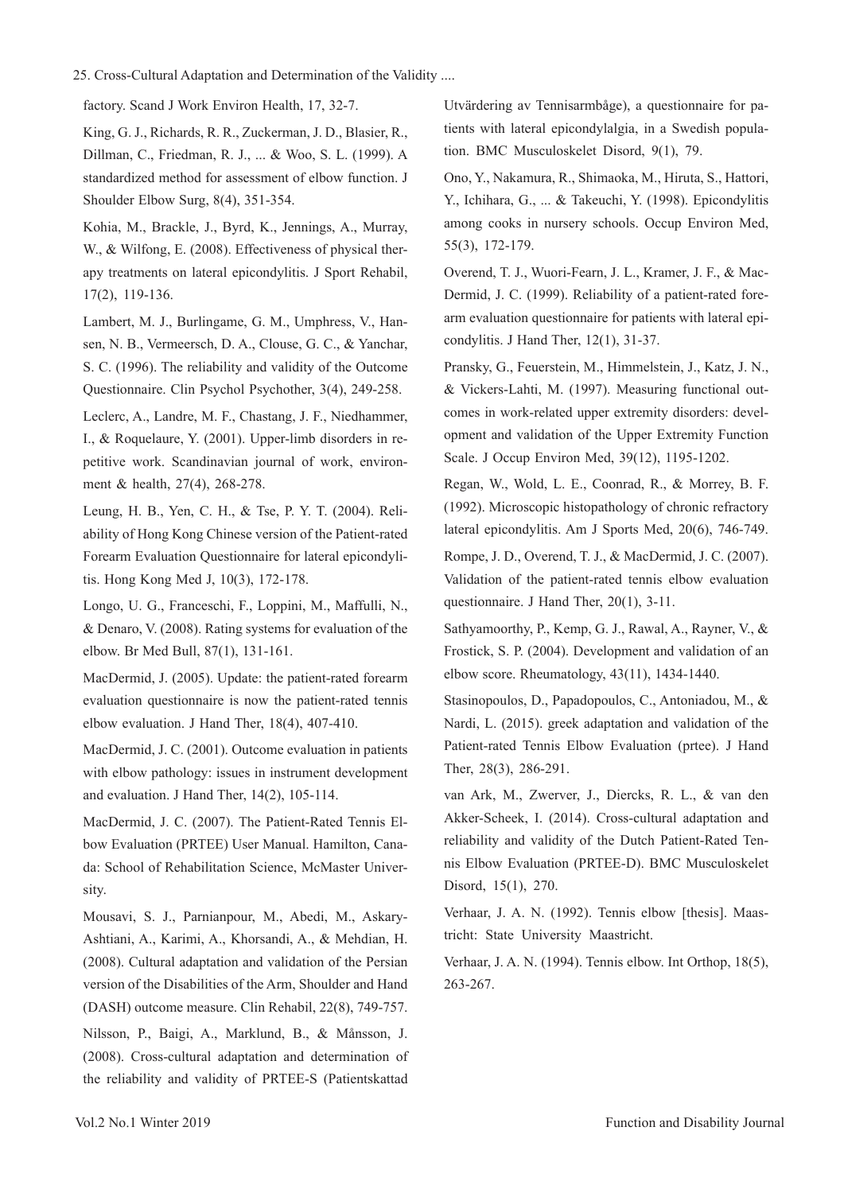factory. Scand J Work Environ Health, 17, 32-7.

King, G. J., Richards, R. R., Zuckerman, J. D., Blasier, R., Dillman, C., Friedman, R. J., ... & Woo, S. L. (1999). A standardized method for assessment of elbow function. J Shoulder Elbow Surg, 8(4), 351-354.

Kohia, M., Brackle, J., Byrd, K., Jennings, A., Murray, W., & Wilfong, E. (2008). Effectiveness of physical therapy treatments on lateral epicondylitis. J Sport Rehabil, 17(2), 119-136.

Lambert, M. J., Burlingame, G. M., Umphress, V., Hansen, N. B., Vermeersch, D. A., Clouse, G. C., & Yanchar, S. C. (1996). The reliability and validity of the Outcome Questionnaire. Clin Psychol Psychother, 3(4), 249-258.

Leclerc, A., Landre, M. F., Chastang, J. F., Niedhammer, I., & Roquelaure, Y. (2001). Upper-limb disorders in repetitive work. Scandinavian journal of work, environment & health, 27(4), 268-278.

Leung, H. B., Yen, C. H., & Tse, P. Y. T. (2004). Reliability of Hong Kong Chinese version of the Patient-rated Forearm Evaluation Questionnaire for lateral epicondylitis. Hong Kong Med J, 10(3), 172-178.

Longo, U. G., Franceschi, F., Loppini, M., Maffulli, N., & Denaro, V. (2008). Rating systems for evaluation of the elbow. Br Med Bull, 87(1), 131-161.

MacDermid, J. (2005). Update: the patient-rated forearm evaluation questionnaire is now the patient-rated tennis elbow evaluation. J Hand Ther, 18(4), 407-410.

MacDermid, J. C. (2001). Outcome evaluation in patients with elbow pathology: issues in instrument development and evaluation. J Hand Ther, 14(2), 105-114.

MacDermid, J. C. (2007). The Patient-Rated Tennis Elbow Evaluation (PRTEE) User Manual. Hamilton, Canada: School of Rehabilitation Science, McMaster University.

Mousavi, S. J., Parnianpour, M., Abedi, M., Askary-Ashtiani, A., Karimi, A., Khorsandi, A., & Mehdian, H. (2008). Cultural adaptation and validation of the Persian version of the Disabilities of the Arm, Shoulder and Hand (DASH) outcome measure. Clin Rehabil, 22(8), 749-757.

Nilsson, P., Baigi, A., Marklund, B., & Månsson, J. (2008). Cross-cultural adaptation and determination of the reliability and validity of PRTEE-S (Patientskattad Utvärdering av Tennisarmbåge), a questionnaire for patients with lateral epicondylalgia, in a Swedish population. BMC Musculoskelet Disord, 9(1), 79.

Ono, Y., Nakamura, R., Shimaoka, M., Hiruta, S., Hattori, Y., Ichihara, G., ... & Takeuchi, Y. (1998). Epicondylitis among cooks in nursery schools. Occup Environ Med, 55(3), 172-179.

Overend, T. J., Wuori-Fearn, J. L., Kramer, J. F., & MacDermid, J. C. (1999). Reliability of a patient-rated forearm evaluation questionnaire for patients with lateral epicondylitis. J Hand Ther, 12(1), 31-37.

Pransky, G., Feuerstein, M., Himmelstein, J., Katz, J. N., & Vickers-Lahti, M. (1997). Measuring functional outcomes in work-related upper extremity disorders: development and validation of the Upper Extremity Function Scale. J Occup Environ Med, 39(12), 1195-1202.

Regan, W., Wold, L. E., Coonrad, R., & Morrey, B. F. (1992). Microscopic histopathology of chronic refractory lateral epicondylitis. Am J Sports Med, 20(6), 746-749.

Rompe, J. D., Overend, T. J., & MacDermid, J. C. (2007). Validation of the patient-rated tennis elbow evaluation questionnaire. J Hand Ther, 20(1), 3-11.

Sathyamoorthy, P., Kemp, G. J., Rawal, A., Rayner, V., & Frostick, S. P. (2004). Development and validation of an elbow score. Rheumatology, 43(11), 1434-1440.

Stasinopoulos, D., Papadopoulos, C., Antoniadou, M., & Nardi, L. (2015). greek adaptation and validation of the Patient-rated Tennis Elbow Evaluation (prtee). J Hand Ther, 28(3), 286-291.

van Ark, M., Zwerver, J., Diercks, R. L., & van den Akker-Scheek, I. (2014). Cross-cultural adaptation and reliability and validity of the Dutch Patient-Rated Tennis Elbow Evaluation (PRTEE-D). BMC Musculoskelet Disord, 15(1), 270.

Verhaar, J. A. N. (1992). Tennis elbow [thesis]. Maastricht: State University Maastricht.

Verhaar, J. A. N. (1994). Tennis elbow. Int Orthop, 18(5), 263-267.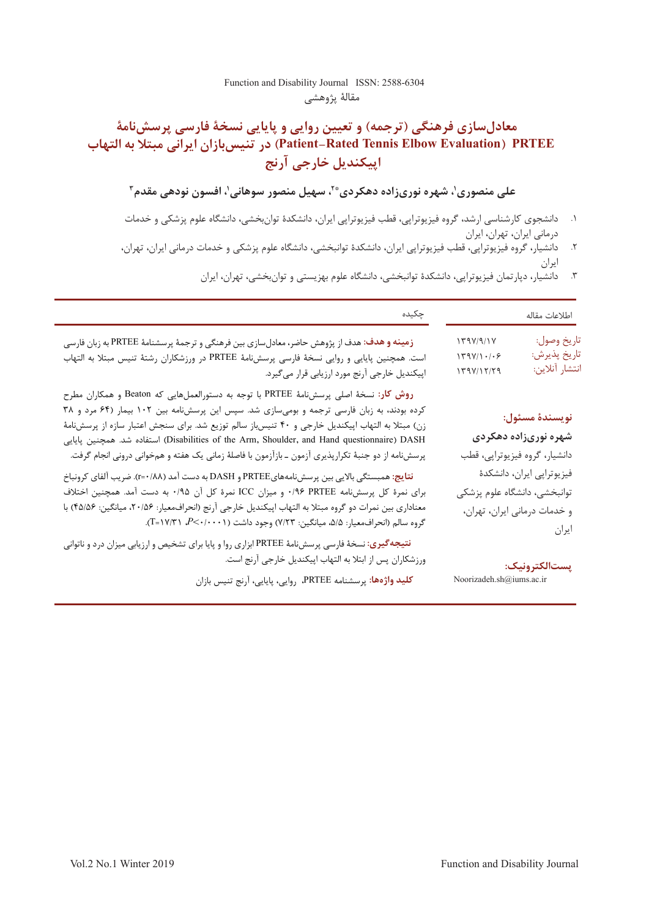Function and Disability Journal ISSN: 2588-6304

مقالهٔ پژوهشی

# معادل‌سازی فرهنگی (ترجمه) و تعیین روایی و پایایی نسخهٔ فارسی پرسش‌نامهٔ PRTEE (Patient–Rated Tennis Elbow Evaluation) در تنیس‌بازان ایرانی مبتلا به التهاب اپیکندیل خارجی آرنج

**علی منصوری[۱]، شهره نوری‌زاده دهکردی[۲*]، سهیل منصور سوهانی[۱]، افسون نودهی مقدم[۳]**

۱. دانشجوی کارشناسی ارشد، گروه فیزیوتراپی، قطب فیزیوتراپی ایران، دانشکدهٔ توان‌بخشی، دانشگاه علوم پزشکی و خدمات درمانی ایران، تهران، ایران

۲. دانشیار، گروه فیزیوتراپی، قطب فیزیوتراپی ایران، دانشکدهٔ توانبخشی، دانشگاه علوم پزشکی و خدمات درمانی ایران، تهران، ایران

۳. دانشیار، دپارتمان فیزیوتراپی، دانشکدهٔ توانبخشی، دانشگاه علوم بهزیستی و توان‌بخشی، تهران، ایران

## اطلاعات مقاله

تاریخ وصول: ۱۳۹۷/۹/۱۷

تاریخ پذیرش: ۱۳۹۷/۱۰/۰۶

انتشار آنلاین: ۱۳۹۷/۱۲/۲۹

**نویسندهٔ مسئول:**

**شهره نوری‌زاده دهکردی**

دانشیار، گروه فیزیوتراپی، قطب فیزیوتراپی ایران، دانشکدهٔ توانبخشی، دانشگاه علوم پزشکی و خدمات درمانی ایران، تهران، ایران

**پست‌الکترونیک:**

Noorizadeh.sh@iums.ac.ir

## چکیده

**زمینه و هدف:** هدف از پژوهش حاضر، معادل‌سازی بین فرهنگی و ترجمهٔ پرسشنامهٔ PRTEE به زبان فارسی است. همچنین پایایی و روایی نسخهٔ فارسی پرسش‌نامهٔ PRTEE در ورزشکاران رشتهٔ تنیس مبتلا به التهاب اپیکندیل خارجی آرنج مورد ارزیابی قرار می‌گیرد.

**روش کار:** نسخهٔ اصلی پرسش‌نامهٔ PRTEE با توجه به دستورالعمل‌هایی که Beaton و همکاران مطرح کرده بودند، به زبان فارسی ترجمه و بومی‌سازی شد. سپس این پرسش‌نامه بین ۱۰۲ بیمار (۶۴ مرد و ۳۸ زن) مبتلا به التهاب اپیکندیل خارجی و ۴۰ تنیس‌باز سالم توزیع شد. برای سنجش اعتبار سازه از پرسش‌نامهٔ DASH (Disabilities of the Arm, Shoulder, and Hand questionnaire) استفاده شد. همچنین پایایی پرسش‌نامه از دو جنبهٔ تکرارپذیری آزمون ـ بازآزمون با فاصلهٔ زمانی یک هفته و هم‌خوانی درونی انجام گرفت.

**نتایج:** همبستگی بالایی بین پرسش‌نامه‌هایPRTEE و DASH به دست آمد (r=۰/۸۸). ضریب آلفای کرونباخ برای نمرهٔ کل پرسش‌نامه PRTEE ۰/۹۶ و میزان ICC نمرهٔ کل آن ۰/۹۵ به دست آمد. همچنین اختلاف معناداری بین نمرات دو گروه مبتلا به التهاب اپیکندیل خارجی آرنج (انحراف‌معیار: ۲۰/۵۶، میانگین: ۴۵/۵۶) با گروه سالم (انحراف‌معیار: ۵/۵، میانگین: ۷/۲۳) وجود داشت ($P$<۰/۰۰۱، T=۱۷/۳۱).

**نتیجه‌گیری:** نسخهٔ فارسی پرسش‌نامهٔ PRTEE ابزاری روا و پایا برای تشخیص و ارزیابی میزان درد و ناتوانی ورزشکاران پس از ابتلا به التهاب اپیکندیل خارجی آرنج است.

**کلید واژه‌ها:** پرسشنامه PRTEE، روایی، پایایی، آرنج تنیس بازان